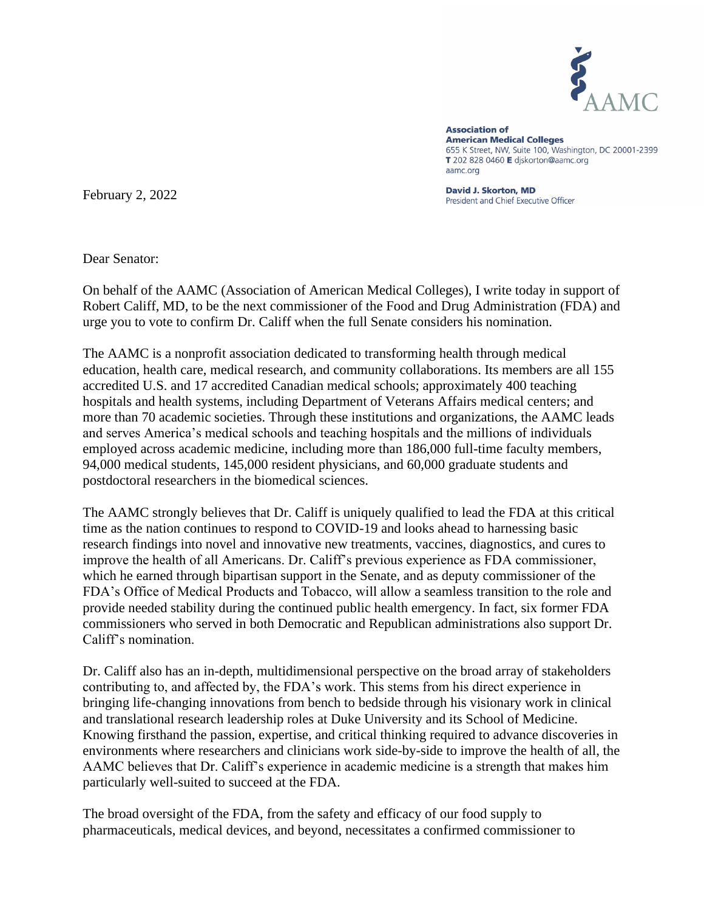**Association of American Medical Colleges**
655 K Street, NW, Suite 100, Washington, DC 20001-2399
**T** 202 828 0460 **E** djskorton@aamc.org
aamc.org

**David J. Skorton, MD**
President and Chief Executive Officer

February 2, 2022

Dear Senator:

On behalf of the AAMC (Association of American Medical Colleges), I write today in support of Robert Califf, MD, to be the next commissioner of the Food and Drug Administration (FDA) and urge you to vote to confirm Dr. Califf when the full Senate considers his nomination.

The AAMC is a nonprofit association dedicated to transforming health through medical education, health care, medical research, and community collaborations. Its members are all 155 accredited U.S. and 17 accredited Canadian medical schools; approximately 400 teaching hospitals and health systems, including Department of Veterans Affairs medical centers; and more than 70 academic societies. Through these institutions and organizations, the AAMC leads and serves America's medical schools and teaching hospitals and the millions of individuals employed across academic medicine, including more than 186,000 full-time faculty members, 94,000 medical students, 145,000 resident physicians, and 60,000 graduate students and postdoctoral researchers in the biomedical sciences.

The AAMC strongly believes that Dr. Califf is uniquely qualified to lead the FDA at this critical time as the nation continues to respond to COVID-19 and looks ahead to harnessing basic research findings into novel and innovative new treatments, vaccines, diagnostics, and cures to improve the health of all Americans. Dr. Califf's previous experience as FDA commissioner, which he earned through bipartisan support in the Senate, and as deputy commissioner of the FDA's Office of Medical Products and Tobacco, will allow a seamless transition to the role and provide needed stability during the continued public health emergency. In fact, six former FDA commissioners who served in both Democratic and Republican administrations also support Dr. Califf's nomination.

Dr. Califf also has an in-depth, multidimensional perspective on the broad array of stakeholders contributing to, and affected by, the FDA's work. This stems from his direct experience in bringing life-changing innovations from bench to bedside through his visionary work in clinical and translational research leadership roles at Duke University and its School of Medicine. Knowing firsthand the passion, expertise, and critical thinking required to advance discoveries in environments where researchers and clinicians work side-by-side to improve the health of all, the AAMC believes that Dr. Califf's experience in academic medicine is a strength that makes him particularly well-suited to succeed at the FDA.

The broad oversight of the FDA, from the safety and efficacy of our food supply to pharmaceuticals, medical devices, and beyond, necessitates a confirmed commissioner to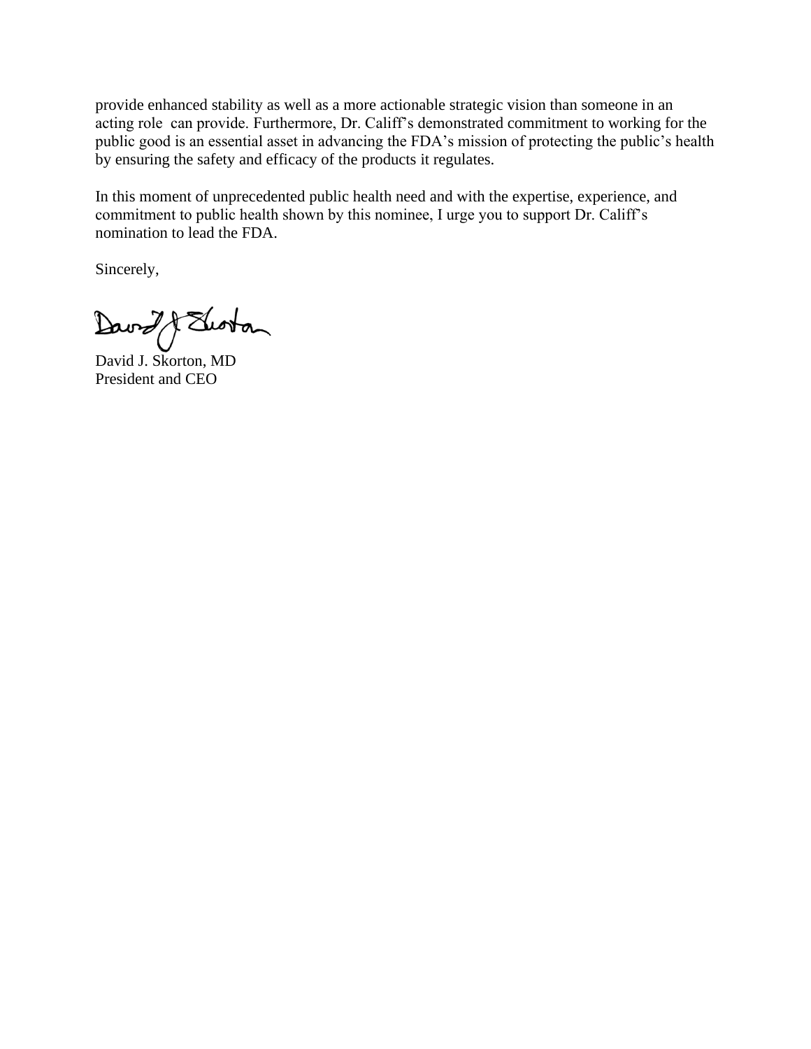provide enhanced stability as well as a more actionable strategic vision than someone in an acting role can provide. Furthermore, Dr. Califf's demonstrated commitment to working for the public good is an essential asset in advancing the FDA's mission of protecting the public's health by ensuring the safety and efficacy of the products it regulates.

In this moment of unprecedented public health need and with the expertise, experience, and commitment to public health shown by this nominee, I urge you to support Dr. Califf's nomination to lead the FDA.

Sincerely,

David J. Skorton, MD
President and CEO